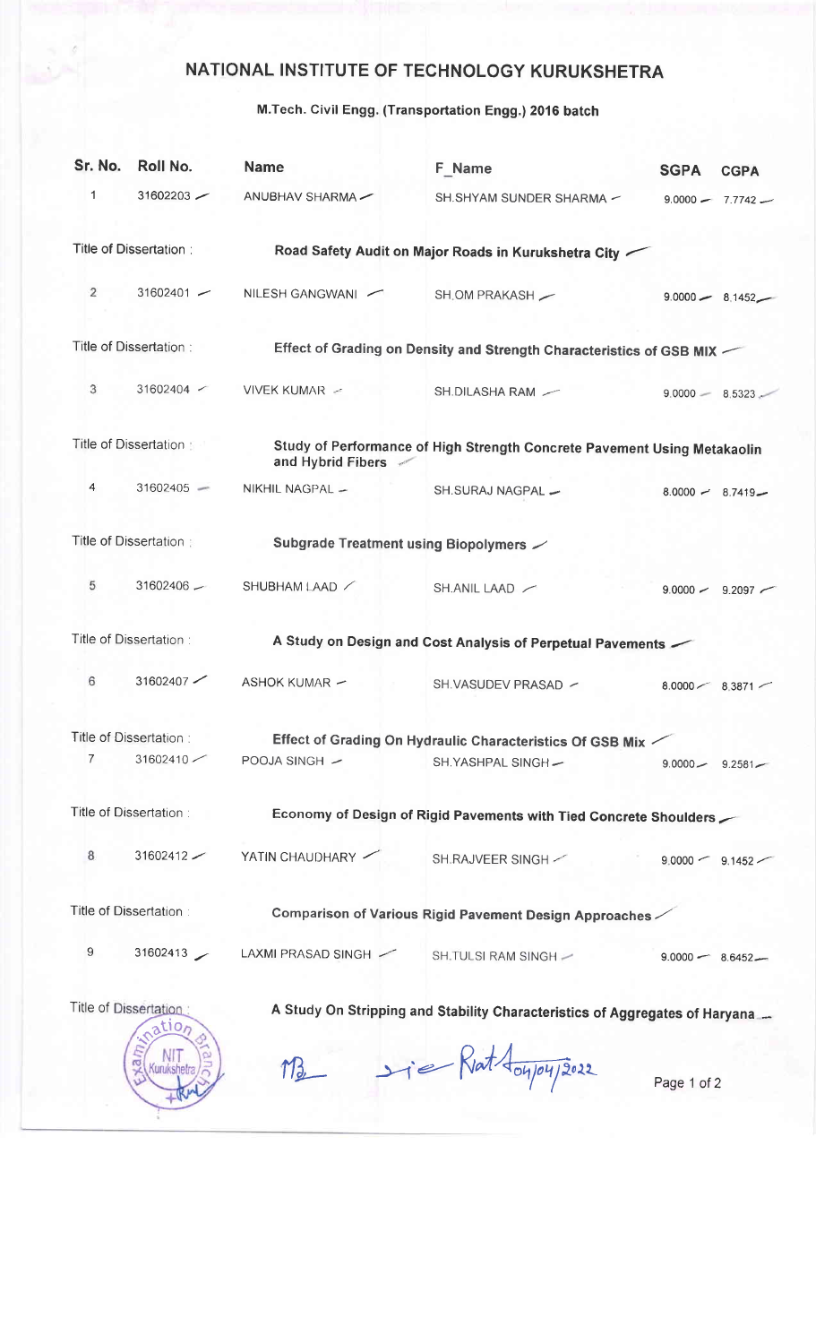# NATIONAL INSTITUTE OF TECHNOLOGY KURUKSHETRA

## M.Tech. Civil Engg. (Transportation Engg.) 2016 batch

| Sr. No. | Roll No. | Name | F_Name | SGPA | CGPA |
|---|---|---|---|---|---|
| 1 | 31602203 | ANUBHAV SHARMA | SH.SHYAM SUNDER SHARMA | 9.0000 | 7.7742 |
| Title of Dissertation : | | Road Safety Audit on Major Roads in Kurukshetra City | | | |
| 2 | 31602401 | NILESH GANGWANI | SH.OM PRAKASH | 9.0000 | 8.1452 |
| Title of Dissertation : | | Effect of Grading on Density and Strength Characteristics of GSB MIX | | | |
| 3 | 31602404 | VIVEK KUMAR | SH.DILASHA RAM | 9.0000 | 8.5323 |
| Title of Dissertation : | | Study of Performance of High Strength Concrete Pavement Using Metakaolin and Hybrid Fibers | | | |
| 4 | 31602405 | NIKHIL NAGPAL | SH.SURAJ NAGPAL | 8.0000 | 8.7419 |
| Title of Dissertation : | | Subgrade Treatment using Biopolymers | | | |
| 5 | 31602406 | SHUBHAM LAAD | SH.ANIL LAAD | 9.0000 | 9.2097 |
| Title of Dissertation : | | A Study on Design and Cost Analysis of Perpetual Pavements | | | |
| 6 | 31602407 | ASHOK KUMAR | SH.VASUDEV PRASAD | 8.0000 | 8.3871 |
| Title of Dissertation : | | Effect of Grading On Hydraulic Characteristics Of GSB Mix | | | |
| 7 | 31602410 | POOJA SINGH | SH.YASHPAL SINGH | 9.0000 | 9.2581 |
| Title of Dissertation : | | Economy of Design of Rigid Pavements with Tied Concrete Shoulders | | | |
| 8 | 31602412 | YATIN CHAUDHARY | SH.RAJVEER SINGH | 9.0000 | 9.1452 |
| Title of Dissertation : | | Comparison of Various Rigid Pavement Design Approaches | | | |
| 9 | 31602413 | LAXMI PRASAD SINGH | SH.TULSI RAM SINGH | 9.0000 | 8.6452 |
| Title of Dissertation : | | A Study On Stripping and Stability Characteristics of Aggregates of Haryana | | | |

Examination Branch NIT Kurukshetra

04/04/2022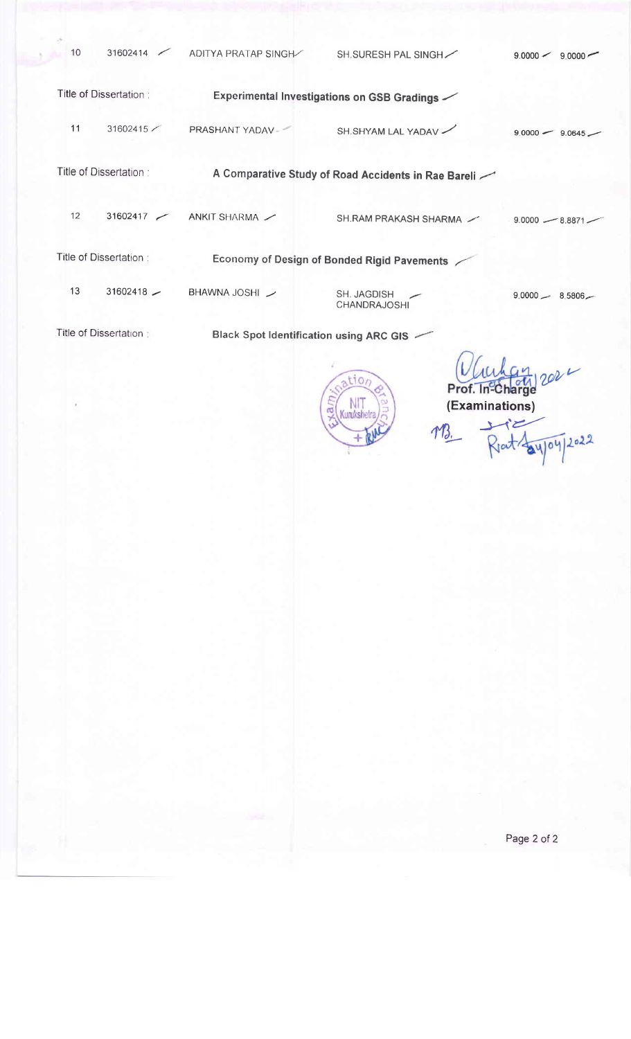| | | | | | |
|---|---|---|---|---|---|
| 10 | 31602414 | ADITYA PRATAP SINGH | SH.SURESH PAL SINGH | 9.0000 | 9.0000 |

Title of Dissertation : **Experimental Investigations on GSB Gradings**

| | | | | | |
|---|---|---|---|---|---|
| 11 | 31602415 | PRASHANT YADAV | SH.SHYAM LAL YADAV | 9.0000 | 9.0645 |

Title of Dissertation : **A Comparative Study of Road Accidents in Rae Bareli**

| | | | | | |
|---|---|---|---|---|---|
| 12 | 31602417 | ANKIT SHARMA | SH.RAM PRAKASH SHARMA | 9.0000 | 8.8871 |

Title of Dissertation : **Economy of Design of Bonded Rigid Pavements**

| | | | | | |
|---|---|---|---|---|---|
| 13 | 31602418 | BHAWNA JOSHI | SH. JAGDISH CHANDRAJOSHI | 9.0000 | 8.5806 |

Title of Dissertation : **Black Spot Identification using ARC GIS**

Examination Branch NIT Kurukshetra

**Prof. In-Charge**
**(Examinations)**